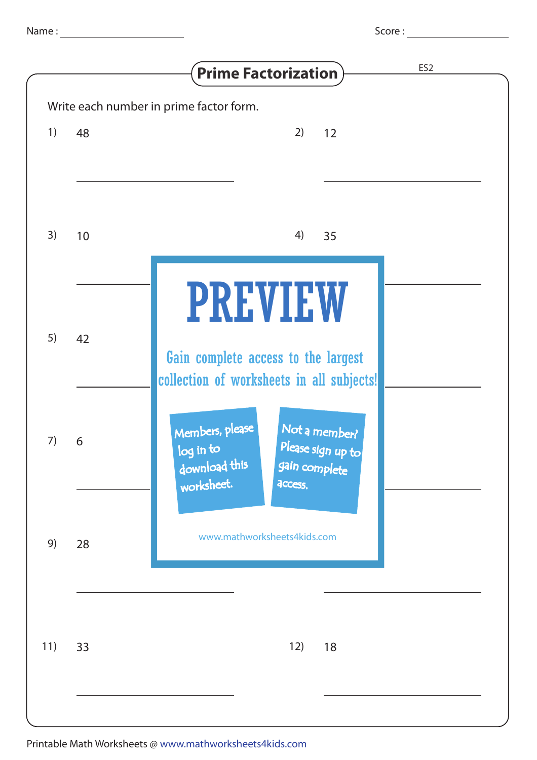Name : ____________________ Score : ____________________

# Prime Factorization

ES2

Write each number in prime factor form.

1) 48

______________________

2) 12

______________________

3) 10

______________________

4) 35

______________________

5) 42

______________________

______________________

7) 6

______________________

______________________

9) 28

______________________

______________________

11) 33

______________________

12) 18

______________________

PREVIEW

Gain complete access to the largest collection of worksheets in all subjects!

Members, please log in to download this worksheet.

Not a member? Please sign up to gain complete access.

www.mathworksheets4kids.com

Printable Math Worksheets @ www.mathworksheets4kids.com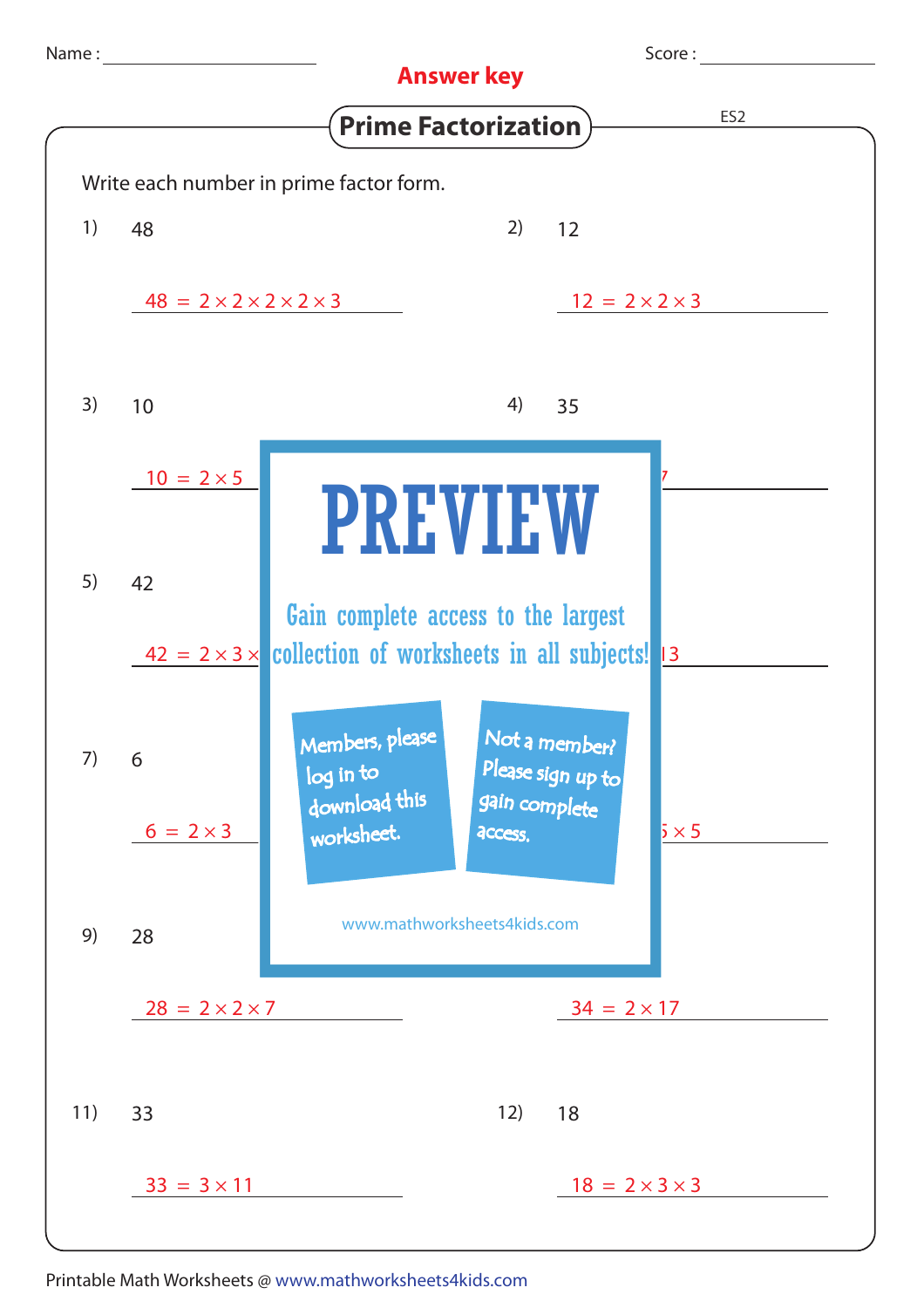Name : ______________ Score : ______________

**Answer key**

# Prime Factorization

ES2

Write each number in prime factor form.

1) 48

$48 = 2 \times 2 \times 2 \times 2 \times 3$

2) 12

$12 = 2 \times 2 \times 3$

3) 10

$10 = 2 \times 5$

4) 35

7

5) 42

$42 = 2 \times 3 \times$

13

7) 6

$6 = 2 \times 3$

$5 \times 5$

9) 28

$28 = 2 \times 2 \times 7$

$34 = 2 \times 17$

11) 33

$33 = 3 \times 11$

12) 18

$18 = 2 \times 3 \times 3$

PREVIEW

Gain complete access to the largest collection of worksheets in all subjects!

Members, please log in to download this worksheet.

Not a member? Please sign up to gain complete access.

www.mathworksheets4kids.com

Printable Math Worksheets @ www.mathworksheets4kids.com